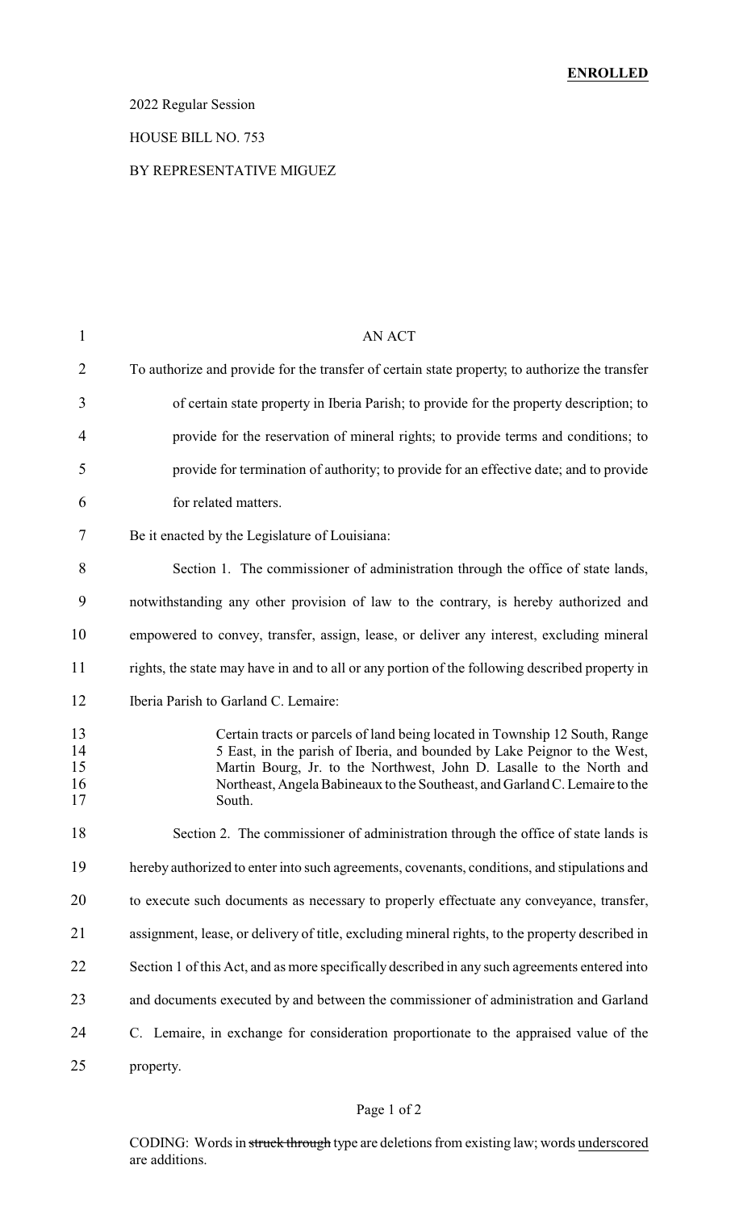**ENROLLED**

2022 Regular Session

HOUSE BILL NO. 753

BY REPRESENTATIVE MIGUEZ

AN ACT

To authorize and provide for the transfer of certain state property; to authorize the transfer of certain state property in Iberia Parish; to provide for the property description; to provide for the reservation of mineral rights; to provide terms and conditions; to provide for termination of authority; to provide for an effective date; and to provide for related matters.

Be it enacted by the Legislature of Louisiana:

Section 1. The commissioner of administration through the office of state lands, notwithstanding any other provision of law to the contrary, is hereby authorized and empowered to convey, transfer, assign, lease, or deliver any interest, excluding mineral rights, the state may have in and to all or any portion of the following described property in Iberia Parish to Garland C. Lemaire:

> Certain tracts or parcels of land being located in Township 12 South, Range 5 East, in the parish of Iberia, and bounded by Lake Peignor to the West, Martin Bourg, Jr. to the Northwest, John D. Lasalle to the North and Northeast, Angela Babineaux to the Southeast, and Garland C. Lemaire to the South.

Section 2. The commissioner of administration through the office of state lands is hereby authorized to enter into such agreements, covenants, conditions, and stipulations and to execute such documents as necessary to properly effectuate any conveyance, transfer, assignment, lease, or delivery of title, excluding mineral rights, to the property described in Section 1 of this Act, and as more specifically described in any such agreements entered into and documents executed by and between the commissioner of administration and Garland C. Lemaire, in exchange for consideration proportionate to the appraised value of the property.

CODING: Words in ~~struck through~~ type are deletions from existing law; words underscored are additions.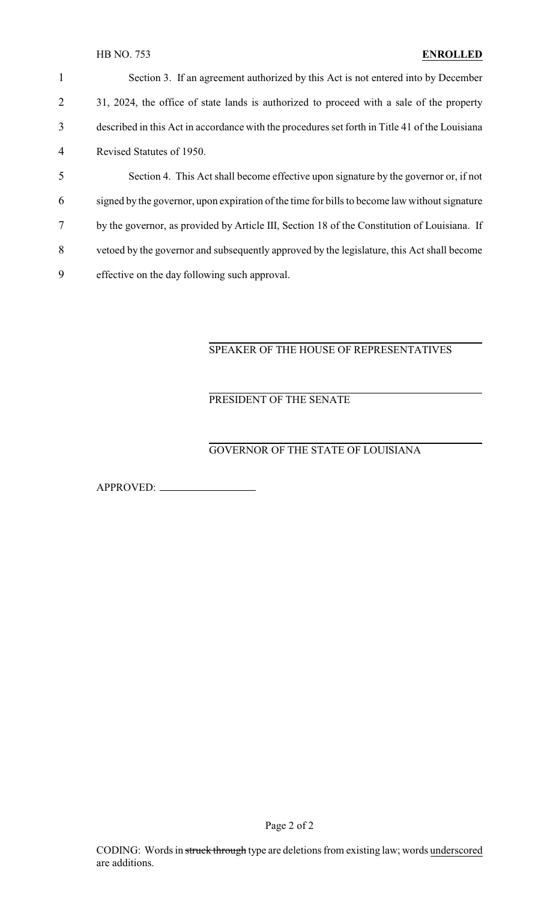Section 3. If an agreement authorized by this Act is not entered into by December 31, 2024, the office of state lands is authorized to proceed with a sale of the property described in this Act in accordance with the procedures set forth in Title 41 of the Louisiana Revised Statutes of 1950.

Section 4. This Act shall become effective upon signature by the governor or, if not signed by the governor, upon expiration of the time for bills to become law without signature by the governor, as provided by Article III, Section 18 of the Constitution of Louisiana. If vetoed by the governor and subsequently approved by the legislature, this Act shall become effective on the day following such approval.

SPEAKER OF THE HOUSE OF REPRESENTATIVES

PRESIDENT OF THE SENATE

GOVERNOR OF THE STATE OF LOUISIANA

APPROVED: \_\_\_\_\_\_\_\_\_\_\_\_\_\_\_\_\_\_

CODING: Words in ~~struck through~~ type are deletions from existing law; words <u>underscored</u> are additions.